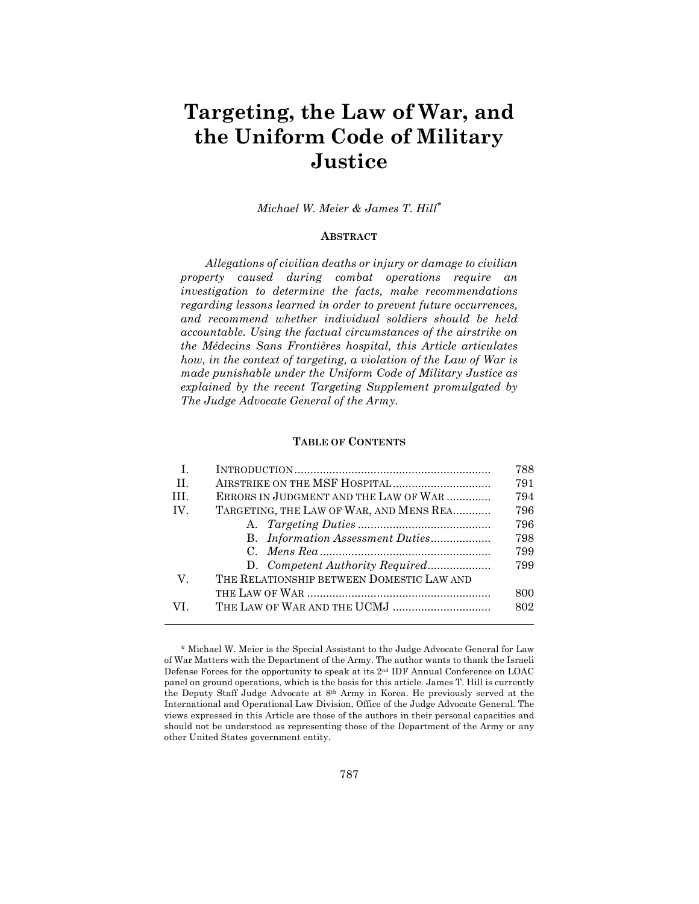# Targeting, the Law of War, and the Uniform Code of Military Justice

*Michael W. Meier & James T. Hill**

**ABSTRACT**

*Allegations of civilian deaths or injury or damage to civilian property caused during combat operations require an investigation to determine the facts, make recommendations regarding lessons learned in order to prevent future occurrences, and recommend whether individual soldiers should be held accountable. Using the factual circumstances of the airstrike on the Médecins Sans Frontières hospital, this Article articulates how, in the context of targeting, a violation of the Law of War is made punishable under the Uniform Code of Military Justice as explained by the recent Targeting Supplement promulgated by The Judge Advocate General of the Army.*

**TABLE OF CONTENTS**

| | | |
|---|---|---|
| I. | INTRODUCTION | 788 |
| II. | AIRSTRIKE ON THE MSF HOSPITAL | 791 |
| III. | ERRORS IN JUDGMENT AND THE LAW OF WAR | 794 |
| IV. | TARGETING, THE LAW OF WAR, AND MENS REA | 796 |
| | A. *Targeting Duties* | 796 |
| | B. *Information Assessment Duties* | 798 |
| | C. *Mens Rea* | 799 |
| | D. *Competent Authority Required* | 799 |
| V. | THE RELATIONSHIP BETWEEN DOMESTIC LAW AND THE LAW OF WAR | 800 |
| VI. | THE LAW OF WAR AND THE UCMJ | 802 |

\* Michael W. Meier is the Special Assistant to the Judge Advocate General for Law of War Matters with the Department of the Army. The author wants to thank the Israeli Defense Forces for the opportunity to speak at its 2nd IDF Annual Conference on LOAC panel on ground operations, which is the basis for this article. James T. Hill is currently the Deputy Staff Judge Advocate at 8th Army in Korea. He previously served at the International and Operational Law Division, Office of the Judge Advocate General. The views expressed in this Article are those of the authors in their personal capacities and should not be understood as representing those of the Department of the Army or any other United States government entity.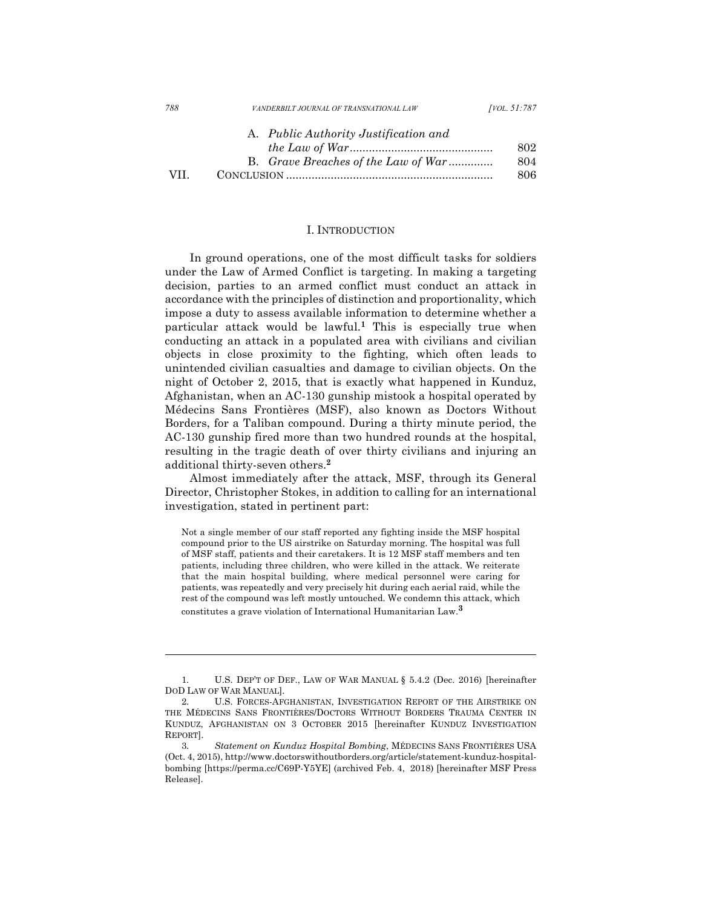A. *Public Authority Justification and the Law of War* ........................................... 802
B. *Grave Breaches of the Law of War* ............. 804

VII. CONCLUSION ................................................................ 806

## I. INTRODUCTION

In ground operations, one of the most difficult tasks for soldiers under the Law of Armed Conflict is targeting. In making a targeting decision, parties to an armed conflict must conduct an attack in accordance with the principles of distinction and proportionality, which impose a duty to assess available information to determine whether a particular attack would be lawful.[1] This is especially true when conducting an attack in a populated area with civilians and civilian objects in close proximity to the fighting, which often leads to unintended civilian casualties and damage to civilian objects. On the night of October 2, 2015, that is exactly what happened in Kunduz, Afghanistan, when an AC-130 gunship mistook a hospital operated by Médecins Sans Frontières (MSF), also known as Doctors Without Borders, for a Taliban compound. During a thirty minute period, the AC-130 gunship fired more than two hundred rounds at the hospital, resulting in the tragic death of over thirty civilians and injuring an additional thirty-seven others.[2]

Almost immediately after the attack, MSF, through its General Director, Christopher Stokes, in addition to calling for an international investigation, stated in pertinent part:

> Not a single member of our staff reported any fighting inside the MSF hospital compound prior to the US airstrike on Saturday morning. The hospital was full of MSF staff, patients and their caretakers. It is 12 MSF staff members and ten patients, including three children, who were killed in the attack. We reiterate that the main hospital building, where medical personnel were caring for patients, was repeatedly and very precisely hit during each aerial raid, while the rest of the compound was left mostly untouched. We condemn this attack, which constitutes a grave violation of International Humanitarian Law.[3]

---

1. U.S. DEP'T OF DEF., LAW OF WAR MANUAL § 5.4.2 (Dec. 2016) [hereinafter DOD LAW OF WAR MANUAL].

2. U.S. FORCES-AFGHANISTAN, INVESTIGATION REPORT OF THE AIRSTRIKE ON THE MÉDECINS SANS FRONTIÈRES/DOCTORS WITHOUT BORDERS TRAUMA CENTER IN KUNDUZ, AFGHANISTAN ON 3 OCTOBER 2015 [hereinafter KUNDUZ INVESTIGATION REPORT].

3. *Statement on Kunduz Hospital Bombing*, MÉDECINS SANS FRONTIÈRES USA (Oct. 4, 2015), http://www.doctorswithoutborders.org/article/statement-kunduz-hospital-bombing [https://perma.cc/C69P-Y5YE] (archived Feb. 4, 2018) [hereinafter MSF Press Release].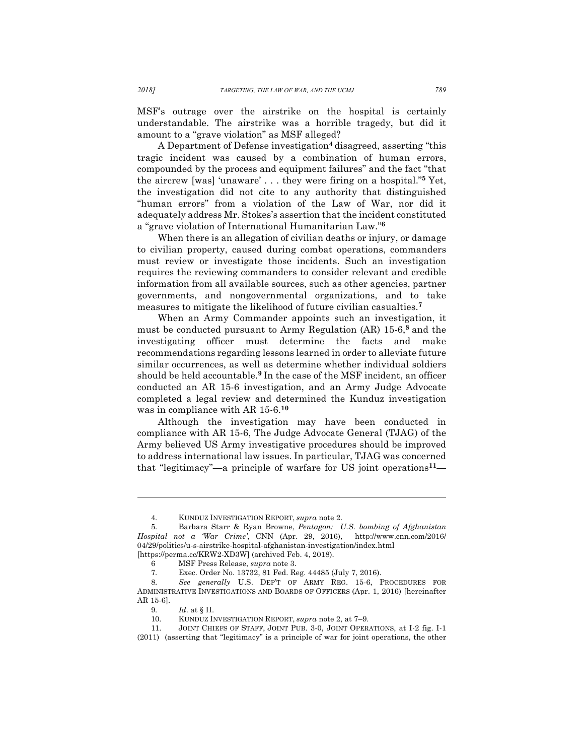MSF's outrage over the airstrike on the hospital is certainly understandable. The airstrike was a horrible tragedy, but did it amount to a "grave violation" as MSF alleged?

A Department of Defense investigation[4] disagreed, asserting "this tragic incident was caused by a combination of human errors, compounded by the process and equipment failures" and the fact "that the aircrew [was] 'unaware' . . . they were firing on a hospital."[5] Yet, the investigation did not cite to any authority that distinguished "human errors" from a violation of the Law of War, nor did it adequately address Mr. Stokes's assertion that the incident constituted a "grave violation of International Humanitarian Law."[6]

When there is an allegation of civilian deaths or injury, or damage to civilian property, caused during combat operations, commanders must review or investigate those incidents. Such an investigation requires the reviewing commanders to consider relevant and credible information from all available sources, such as other agencies, partner governments, and nongovernmental organizations, and to take measures to mitigate the likelihood of future civilian casualties.[7]

When an Army Commander appoints such an investigation, it must be conducted pursuant to Army Regulation (AR) 15-6,[8] and the investigating officer must determine the facts and make recommendations regarding lessons learned in order to alleviate future similar occurrences, as well as determine whether individual soldiers should be held accountable.[9] In the case of the MSF incident, an officer conducted an AR 15-6 investigation, and an Army Judge Advocate completed a legal review and determined the Kunduz investigation was in compliance with AR 15-6.[10]

Although the investigation may have been conducted in compliance with AR 15-6, The Judge Advocate General (TJAG) of the Army believed US Army investigative procedures should be improved to address international law issues. In particular, TJAG was concerned that "legitimacy"—a principle of warfare for US joint operations[11]—

---

4. KUNDUZ INVESTIGATION REPORT, *supra* note 2.

5. Barbara Starr & Ryan Browne, *Pentagon: U.S. bombing of Afghanistan Hospital not a 'War Crime'*, CNN (Apr. 29, 2016), http://www.cnn.com/2016/04/29/politics/u-s-airstrike-hospital-afghanistan-investigation/index.html [https://perma.cc/KRW2-XD3W] (archived Feb. 4, 2018).

6. MSF Press Release, *supra* note 3.

7. Exec. Order No. 13732, 81 Fed. Reg. 44485 (July 7, 2016).

8. *See generally* U.S. DEP'T OF ARMY REG. 15-6, PROCEDURES FOR ADMINISTRATIVE INVESTIGATIONS AND BOARDS OF OFFICERS (Apr. 1, 2016) [hereinafter AR 15-6].

9. *Id*. at § II.

10. KUNDUZ INVESTIGATION REPORT, *supra* note 2, at 7–9.

11. JOINT CHIEFS OF STAFF, JOINT PUB. 3-0, JOINT OPERATIONS, at I-2 fig. I-1 (2011) (asserting that "legitimacy" is a principle of war for joint operations, the other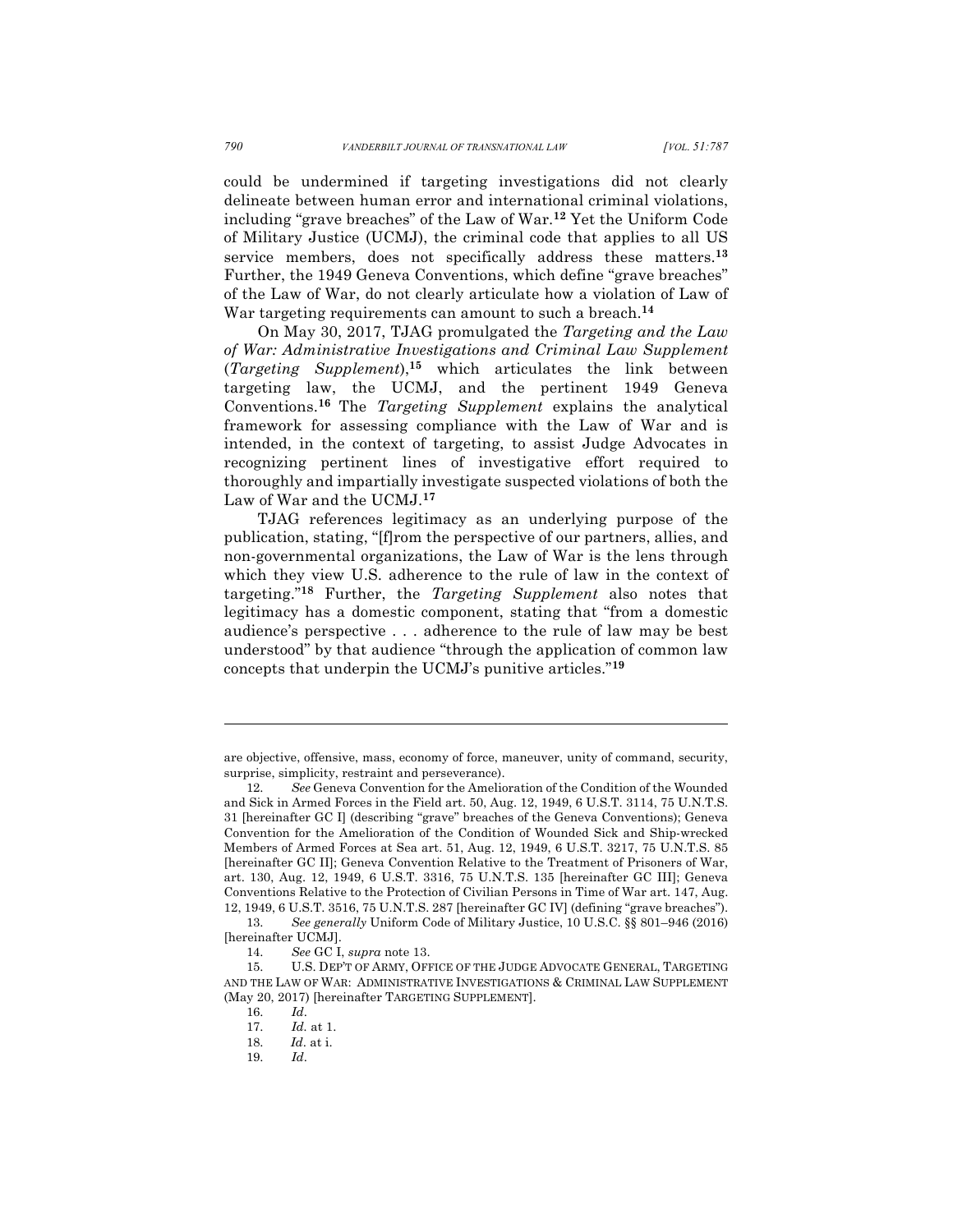could be undermined if targeting investigations did not clearly delineate between human error and international criminal violations, including "grave breaches" of the Law of War.[12] Yet the Uniform Code of Military Justice (UCMJ), the criminal code that applies to all US service members, does not specifically address these matters.[13] Further, the 1949 Geneva Conventions, which define "grave breaches" of the Law of War, do not clearly articulate how a violation of Law of War targeting requirements can amount to such a breach.[14]

On May 30, 2017, TJAG promulgated the *Targeting and the Law of War: Administrative Investigations and Criminal Law Supplement* (*Targeting Supplement*),[15] which articulates the link between targeting law, the UCMJ, and the pertinent 1949 Geneva Conventions.[16] The *Targeting Supplement* explains the analytical framework for assessing compliance with the Law of War and is intended, in the context of targeting, to assist Judge Advocates in recognizing pertinent lines of investigative effort required to thoroughly and impartially investigate suspected violations of both the Law of War and the UCMJ.[17]

TJAG references legitimacy as an underlying purpose of the publication, stating, "[f]rom the perspective of our partners, allies, and non-governmental organizations, the Law of War is the lens through which they view U.S. adherence to the rule of law in the context of targeting."[18] Further, the *Targeting Supplement* also notes that legitimacy has a domestic component, stating that "from a domestic audience's perspective . . . adherence to the rule of law may be best understood" by that audience "through the application of common law concepts that underpin the UCMJ's punitive articles."[19]

---

are objective, offensive, mass, economy of force, maneuver, unity of command, security, surprise, simplicity, restraint and perseverance).

12. *See* Geneva Convention for the Amelioration of the Condition of the Wounded and Sick in Armed Forces in the Field art. 50, Aug. 12, 1949, 6 U.S.T. 3114, 75 U.N.T.S. 31 [hereinafter GC I] (describing "grave" breaches of the Geneva Conventions); Geneva Convention for the Amelioration of the Condition of Wounded Sick and Ship-wrecked Members of Armed Forces at Sea art. 51, Aug. 12, 1949, 6 U.S.T. 3217, 75 U.N.T.S. 85 [hereinafter GC II]; Geneva Convention Relative to the Treatment of Prisoners of War, art. 130, Aug. 12, 1949, 6 U.S.T. 3316, 75 U.N.T.S. 135 [hereinafter GC III]; Geneva Conventions Relative to the Protection of Civilian Persons in Time of War art. 147, Aug. 12, 1949, 6 U.S.T. 3516, 75 U.N.T.S. 287 [hereinafter GC IV] (defining "grave breaches").

13. *See generally* Uniform Code of Military Justice, 10 U.S.C. §§ 801–946 (2016) [hereinafter UCMJ].

14. *See* GC I, *supra* note 13.

15. U.S. DEP'T OF ARMY, OFFICE OF THE JUDGE ADVOCATE GENERAL, TARGETING AND THE LAW OF WAR: ADMINISTRATIVE INVESTIGATIONS & CRIMINAL LAW SUPPLEMENT (May 20, 2017) [hereinafter TARGETING SUPPLEMENT].

16. *Id*.

17. *Id.* at 1.

18. *Id*. at i.

19. *Id*.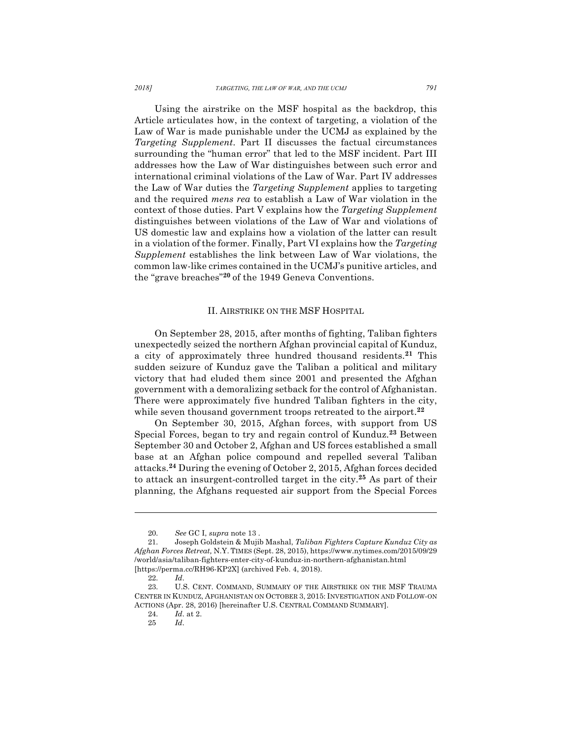Using the airstrike on the MSF hospital as the backdrop, this Article articulates how, in the context of targeting, a violation of the Law of War is made punishable under the UCMJ as explained by the *Targeting Supplement*. Part II discusses the factual circumstances surrounding the "human error" that led to the MSF incident. Part III addresses how the Law of War distinguishes between such error and international criminal violations of the Law of War. Part IV addresses the Law of War duties the *Targeting Supplement* applies to targeting and the required *mens rea* to establish a Law of War violation in the context of those duties. Part V explains how the *Targeting Supplement* distinguishes between violations of the Law of War and violations of US domestic law and explains how a violation of the latter can result in a violation of the former. Finally, Part VI explains how the *Targeting Supplement* establishes the link between Law of War violations, the common law-like crimes contained in the UCMJ's punitive articles, and the "grave breaches"[20] of the 1949 Geneva Conventions.

## II. AIRSTRIKE ON THE MSF HOSPITAL

On September 28, 2015, after months of fighting, Taliban fighters unexpectedly seized the northern Afghan provincial capital of Kunduz, a city of approximately three hundred thousand residents.[21] This sudden seizure of Kunduz gave the Taliban a political and military victory that had eluded them since 2001 and presented the Afghan government with a demoralizing setback for the control of Afghanistan. There were approximately five hundred Taliban fighters in the city, while seven thousand government troops retreated to the airport.[22]

On September 30, 2015, Afghan forces, with support from US Special Forces, began to try and regain control of Kunduz.[23] Between September 30 and October 2, Afghan and US forces established a small base at an Afghan police compound and repelled several Taliban attacks.[24] During the evening of October 2, 2015, Afghan forces decided to attack an insurgent-controlled target in the city.[25] As part of their planning, the Afghans requested air support from the Special Forces

---

20. *See* GC I, *supra* note 13 .

21. Joseph Goldstein & Mujib Mashal, *Taliban Fighters Capture Kunduz City as Afghan Forces Retreat*, N.Y. TIMES (Sept. 28, 2015), https://www.nytimes.com/2015/09/29/world/asia/taliban-fighters-enter-city-of-kunduz-in-northern-afghanistan.html [https://perma.cc/RH96-KP2X] (archived Feb. 4, 2018).

22. *Id*.

23. U.S. CENT. COMMAND, SUMMARY OF THE AIRSTRIKE ON THE MSF TRAUMA CENTER IN KUNDUZ, AFGHANISTAN ON OCTOBER 3, 2015: INVESTIGATION AND FOLLOW-ON ACTIONS (Apr. 28, 2016) [hereinafter U.S. CENTRAL COMMAND SUMMARY].

24. *Id*. at 2.

25 *Id*.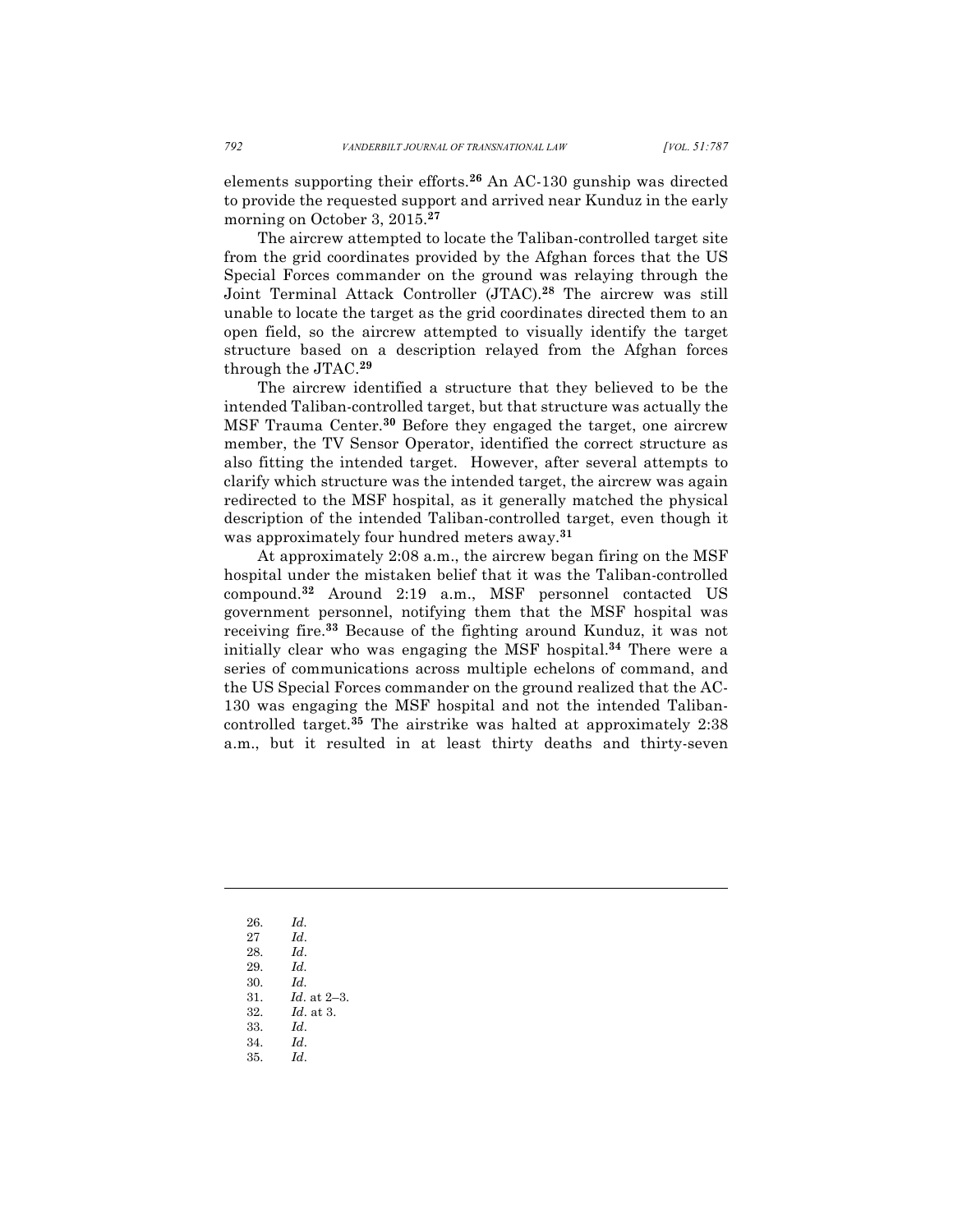elements supporting their efforts.[26] An AC-130 gunship was directed to provide the requested support and arrived near Kunduz in the early morning on October 3, 2015.[27]

The aircrew attempted to locate the Taliban-controlled target site from the grid coordinates provided by the Afghan forces that the US Special Forces commander on the ground was relaying through the Joint Terminal Attack Controller (JTAC).[28] The aircrew was still unable to locate the target as the grid coordinates directed them to an open field, so the aircrew attempted to visually identify the target structure based on a description relayed from the Afghan forces through the JTAC.[29]

The aircrew identified a structure that they believed to be the intended Taliban-controlled target, but that structure was actually the MSF Trauma Center.[30] Before they engaged the target, one aircrew member, the TV Sensor Operator, identified the correct structure as also fitting the intended target. However, after several attempts to clarify which structure was the intended target, the aircrew was again redirected to the MSF hospital, as it generally matched the physical description of the intended Taliban-controlled target, even though it was approximately four hundred meters away.[31]

At approximately 2:08 a.m., the aircrew began firing on the MSF hospital under the mistaken belief that it was the Taliban-controlled compound.[32] Around 2:19 a.m., MSF personnel contacted US government personnel, notifying them that the MSF hospital was receiving fire.[33] Because of the fighting around Kunduz, it was not initially clear who was engaging the MSF hospital.[34] There were a series of communications across multiple echelons of command, and the US Special Forces commander on the ground realized that the AC-130 was engaging the MSF hospital and not the intended Taliban-controlled target.[35] The airstrike was halted at approximately 2:38 a.m., but it resulted in at least thirty deaths and thirty-seven

---

26. *Id.*
27. *Id*.
28. *Id*.
29. *Id.*
30. *Id.*
31. *Id*. at 2–3.
32. *Id*. at 3.
33. *Id*.
34. *Id*.
35. *Id*.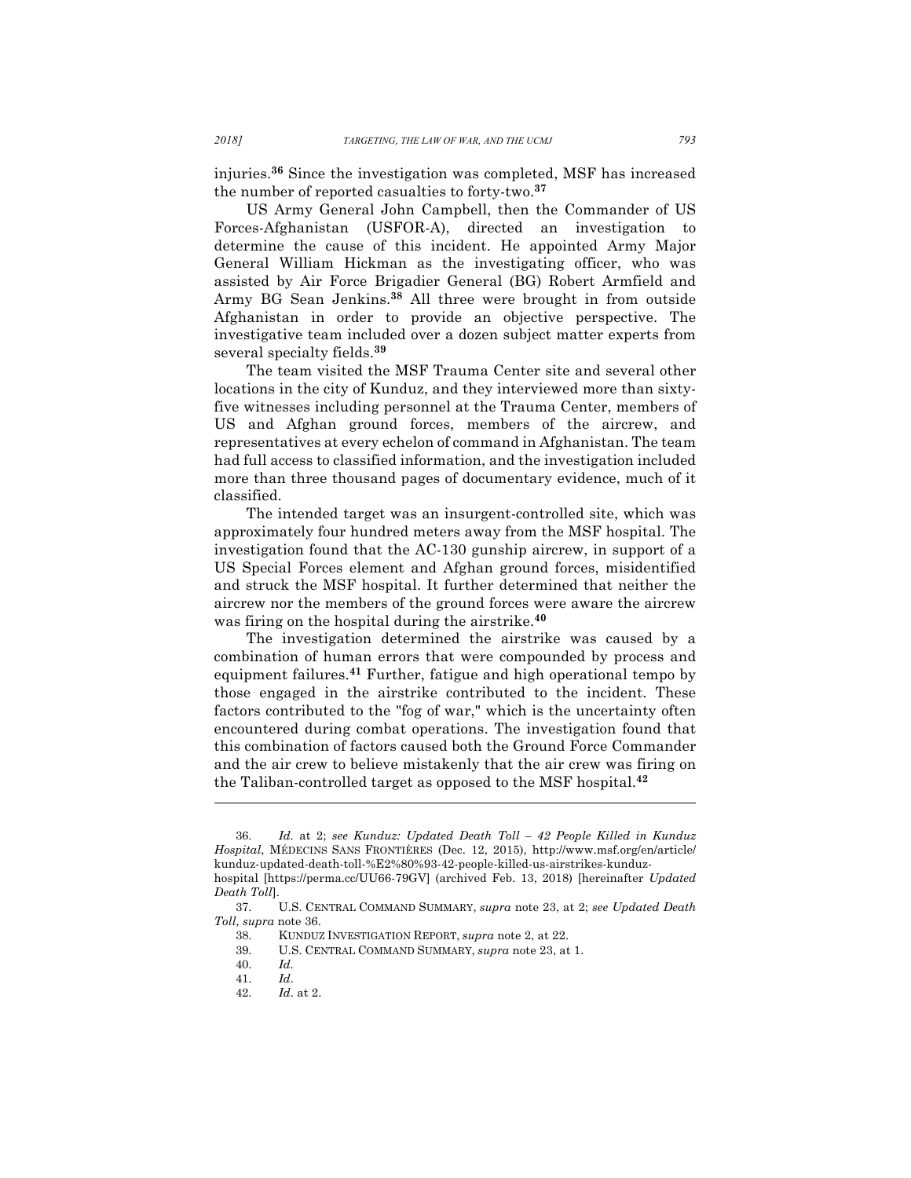injuries.[36] Since the investigation was completed, MSF has increased the number of reported casualties to forty-two.[37]

US Army General John Campbell, then the Commander of US Forces-Afghanistan (USFOR-A), directed an investigation to determine the cause of this incident. He appointed Army Major General William Hickman as the investigating officer, who was assisted by Air Force Brigadier General (BG) Robert Armfield and Army BG Sean Jenkins.[38] All three were brought in from outside Afghanistan in order to provide an objective perspective. The investigative team included over a dozen subject matter experts from several specialty fields.[39]

The team visited the MSF Trauma Center site and several other locations in the city of Kunduz, and they interviewed more than sixty-five witnesses including personnel at the Trauma Center, members of US and Afghan ground forces, members of the aircrew, and representatives at every echelon of command in Afghanistan. The team had full access to classified information, and the investigation included more than three thousand pages of documentary evidence, much of it classified.

The intended target was an insurgent-controlled site, which was approximately four hundred meters away from the MSF hospital. The investigation found that the AC-130 gunship aircrew, in support of a US Special Forces element and Afghan ground forces, misidentified and struck the MSF hospital. It further determined that neither the aircrew nor the members of the ground forces were aware the aircrew was firing on the hospital during the airstrike.[40]

The investigation determined the airstrike was caused by a combination of human errors that were compounded by process and equipment failures.[41] Further, fatigue and high operational tempo by those engaged in the airstrike contributed to the incident. These factors contributed to the "fog of war," which is the uncertainty often encountered during combat operations. The investigation found that this combination of factors caused both the Ground Force Commander and the air crew to believe mistakenly that the air crew was firing on the Taliban-controlled target as opposed to the MSF hospital.[42]

---

36. *Id.* at 2; *see Kunduz: Updated Death Toll – 42 People Killed in Kunduz Hospital*, MÉDECINS SANS FRONTIÈRES (Dec. 12, 2015), http://www.msf.org/en/article/kunduz-updated-death-toll-%E2%80%93-42-people-killed-us-airstrikes-kunduz-hospital [https://perma.cc/UU66-79GV] (archived Feb. 13, 2018) [hereinafter *Updated Death Toll*].

37. U.S. CENTRAL COMMAND SUMMARY, *supra* note 23, at 2; *see Updated Death Toll, supra* note 36.

38. KUNDUZ INVESTIGATION REPORT, *supra* note 2, at 22.

39. U.S. CENTRAL COMMAND SUMMARY, *supra* note 23, at 1.

40. *Id.*

41. *Id*.

42. *Id*. at 2.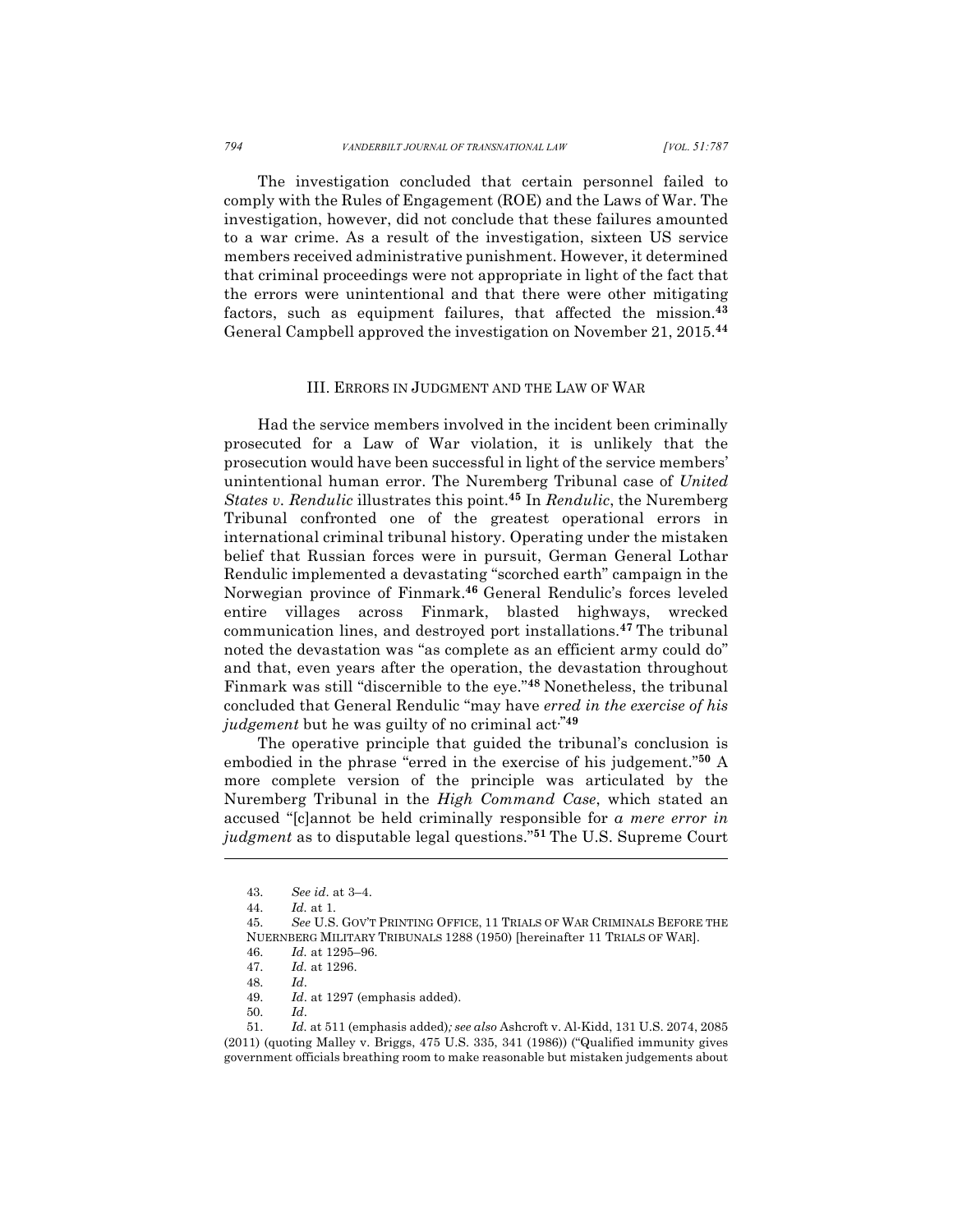The investigation concluded that certain personnel failed to comply with the Rules of Engagement (ROE) and the Laws of War. The investigation, however, did not conclude that these failures amounted to a war crime. As a result of the investigation, sixteen US service members received administrative punishment. However, it determined that criminal proceedings were not appropriate in light of the fact that the errors were unintentional and that there were other mitigating factors, such as equipment failures, that affected the mission.[43] General Campbell approved the investigation on November 21, 2015.[44]

## III. ERRORS IN JUDGMENT AND THE LAW OF WAR

Had the service members involved in the incident been criminally prosecuted for a Law of War violation, it is unlikely that the prosecution would have been successful in light of the service members' unintentional human error. The Nuremberg Tribunal case of *United States v. Rendulic* illustrates this point.[45] In *Rendulic*, the Nuremberg Tribunal confronted one of the greatest operational errors in international criminal tribunal history. Operating under the mistaken belief that Russian forces were in pursuit, German General Lothar Rendulic implemented a devastating "scorched earth" campaign in the Norwegian province of Finmark.[46] General Rendulic's forces leveled entire villages across Finmark, blasted highways, wrecked communication lines, and destroyed port installations.[47] The tribunal noted the devastation was "as complete as an efficient army could do" and that, even years after the operation, the devastation throughout Finmark was still "discernible to the eye."[48] Nonetheless, the tribunal concluded that General Rendulic "may have *erred in the exercise of his judgement* but he was guilty of no criminal act."[49]

The operative principle that guided the tribunal's conclusion is embodied in the phrase "erred in the exercise of his judgement."[50] A more complete version of the principle was articulated by the Nuremberg Tribunal in the *High Command Case*, which stated an accused "[c]annot be held criminally responsible for *a mere error in judgment* as to disputable legal questions."[51] The U.S. Supreme Court

---

43. *See id*. at 3–4.

44. *Id.* at 1.

45. *See* U.S. GOV'T PRINTING OFFICE, 11 TRIALS OF WAR CRIMINALS BEFORE THE NUERNBERG MILITARY TRIBUNALS 1288 (1950) [hereinafter 11 TRIALS OF WAR].

46. *Id.* at 1295–96.

47. *Id.* at 1296.

48. *Id*.

49. *Id*. at 1297 (emphasis added).

50. *Id*.

51. *Id.* at 511 (emphasis added)*; see also* Ashcroft v. Al-Kidd, 131 U.S. 2074, 2085 (2011) (quoting Malley v. Briggs, 475 U.S. 335, 341 (1986)) ("Qualified immunity gives government officials breathing room to make reasonable but mistaken judgements about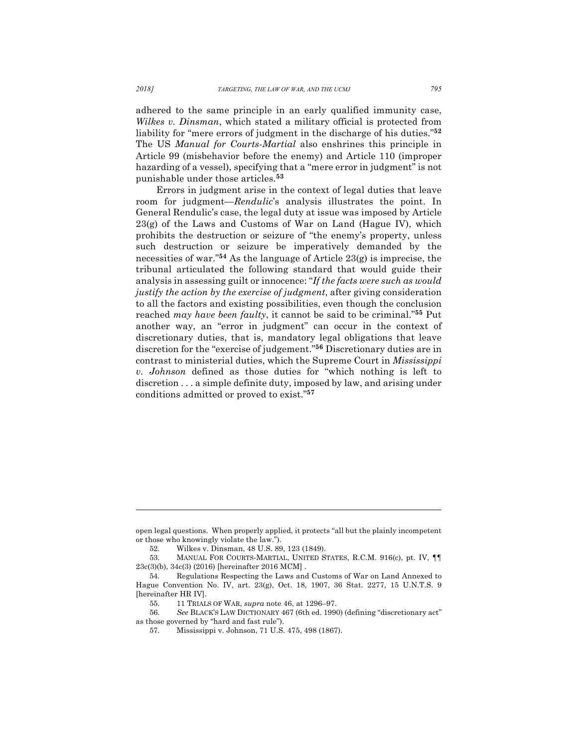adhered to the same principle in an early qualified immunity case, *Wilkes v. Dinsman*, which stated a military official is protected from liability for "mere errors of judgment in the discharge of his duties."[52] The US *Manual for Courts-Martial* also enshrines this principle in Article 99 (misbehavior before the enemy) and Article 110 (improper hazarding of a vessel), specifying that a "mere error in judgment" is not punishable under those articles.[53]

Errors in judgment arise in the context of legal duties that leave room for judgment—*Rendulic*'s analysis illustrates the point. In General Rendulic's case, the legal duty at issue was imposed by Article 23(g) of the Laws and Customs of War on Land (Hague IV), which prohibits the destruction or seizure of "the enemy's property, unless such destruction or seizure be imperatively demanded by the necessities of war."[54] As the language of Article 23(g) is imprecise, the tribunal articulated the following standard that would guide their analysis in assessing guilt or innocence: "*If the facts were such as would justify the action by the exercise of judgment*, after giving consideration to all the factors and existing possibilities, even though the conclusion reached *may have been faulty*, it cannot be said to be criminal."[55] Put another way, an "error in judgment" can occur in the context of discretionary duties, that is, mandatory legal obligations that leave discretion for the "exercise of judgement."[56] Discretionary duties are in contrast to ministerial duties, which the Supreme Court in *Mississippi v. Johnson* defined as those duties for "which nothing is left to discretion . . . a simple definite duty, imposed by law, and arising under conditions admitted or proved to exist."[57]

---

open legal questions. When properly applied, it protects "all but the plainly incompetent or those who knowingly violate the law.").

52. Wilkes v. Dinsman, 48 U.S. 89, 123 (1849).

53. MANUAL FOR COURTS-MARTIAL, UNITED STATES, R.C.M. 916(c), pt. IV, ¶¶ 23c(3)(b), 34c(3) (2016) [hereinafter 2016 MCM] .

54. Regulations Respecting the Laws and Customs of War on Land Annexed to Hague Convention No. IV, art. 23(g), Oct. 18, 1907, 36 Stat. 2277, 15 U.N.T.S. 9 [hereinafter HR IV].

55. 11 TRIALS OF WAR, *supra* note 46, at 1296–97.

56. *See* BLACK'S LAW DICTIONARY 467 (6th ed. 1990) (defining "discretionary act" as those governed by "hard and fast rule").

57. Mississippi v. Johnson, 71 U.S. 475, 498 (1867).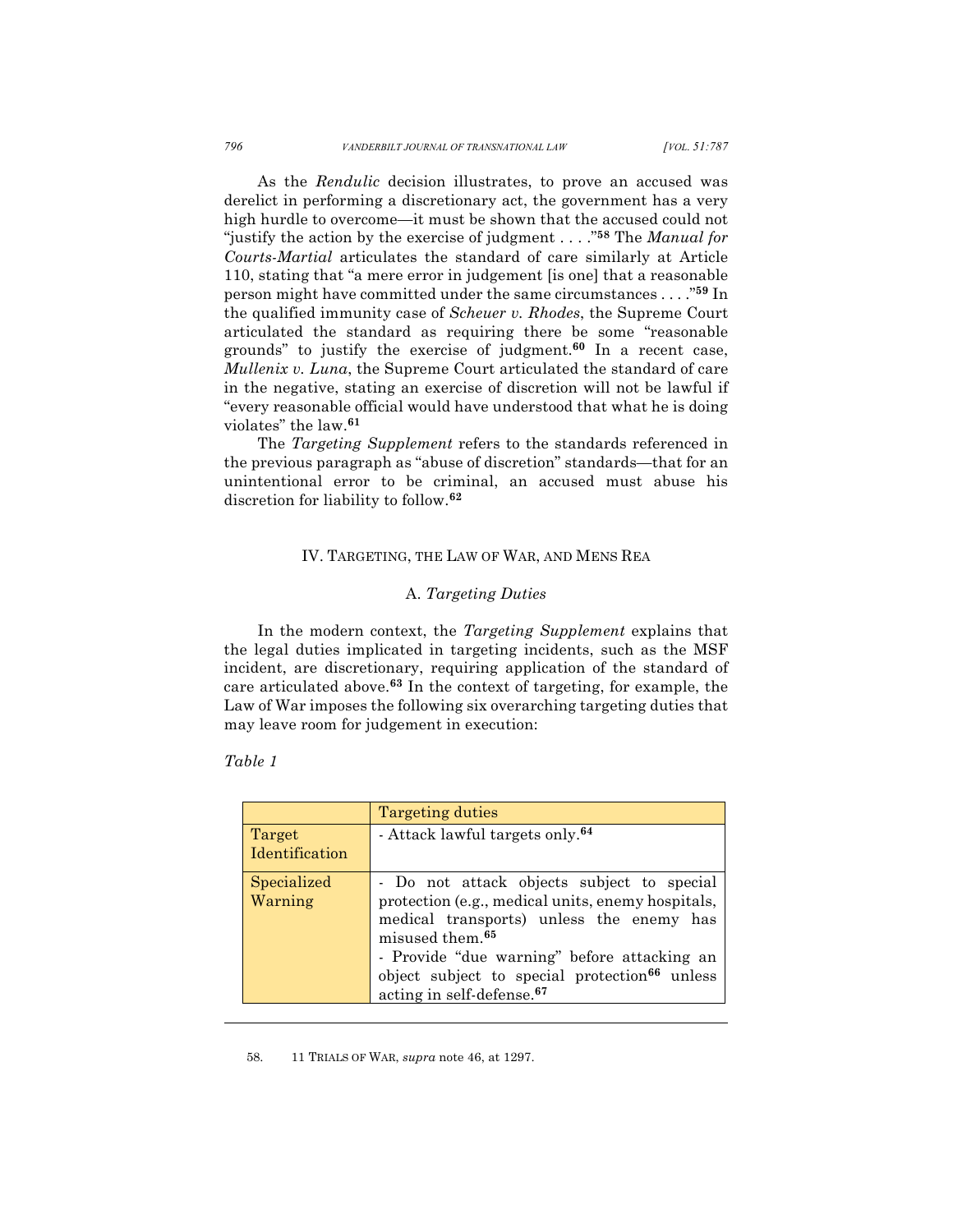As the *Rendulic* decision illustrates, to prove an accused was derelict in performing a discretionary act, the government has a very high hurdle to overcome—it must be shown that the accused could not "justify the action by the exercise of judgment . . . ."[58] The *Manual for Courts-Martial* articulates the standard of care similarly at Article 110, stating that "a mere error in judgement [is one] that a reasonable person might have committed under the same circumstances . . . ."[59] In the qualified immunity case of *Scheuer v. Rhodes*, the Supreme Court articulated the standard as requiring there be some "reasonable grounds" to justify the exercise of judgment.[60] In a recent case, *Mullenix v. Luna*, the Supreme Court articulated the standard of care in the negative, stating an exercise of discretion will not be lawful if "every reasonable official would have understood that what he is doing violates" the law.[61]

The *Targeting Supplement* refers to the standards referenced in the previous paragraph as "abuse of discretion" standards—that for an unintentional error to be criminal, an accused must abuse his discretion for liability to follow.[62]

## IV. Targeting, the Law of War, and Mens Rea

### A. *Targeting Duties*

In the modern context, the *Targeting Supplement* explains that the legal duties implicated in targeting incidents, such as the MSF incident, are discretionary, requiring application of the standard of care articulated above.[63] In the context of targeting, for example, the Law of War imposes the following six overarching targeting duties that may leave room for judgement in execution:

*Table 1*

| | Targeting duties |
|---|---|
| Target Identification | - Attack lawful targets only.[64] |
| Specialized Warning | - Do not attack objects subject to special protection (e.g., medical units, enemy hospitals, medical transports) unless the enemy has misused them.[65]<br>- Provide "due warning" before attacking an object subject to special protection[66] unless acting in self-defense.[67] |

58. 11 Trials of War, *supra* note 46, at 1297.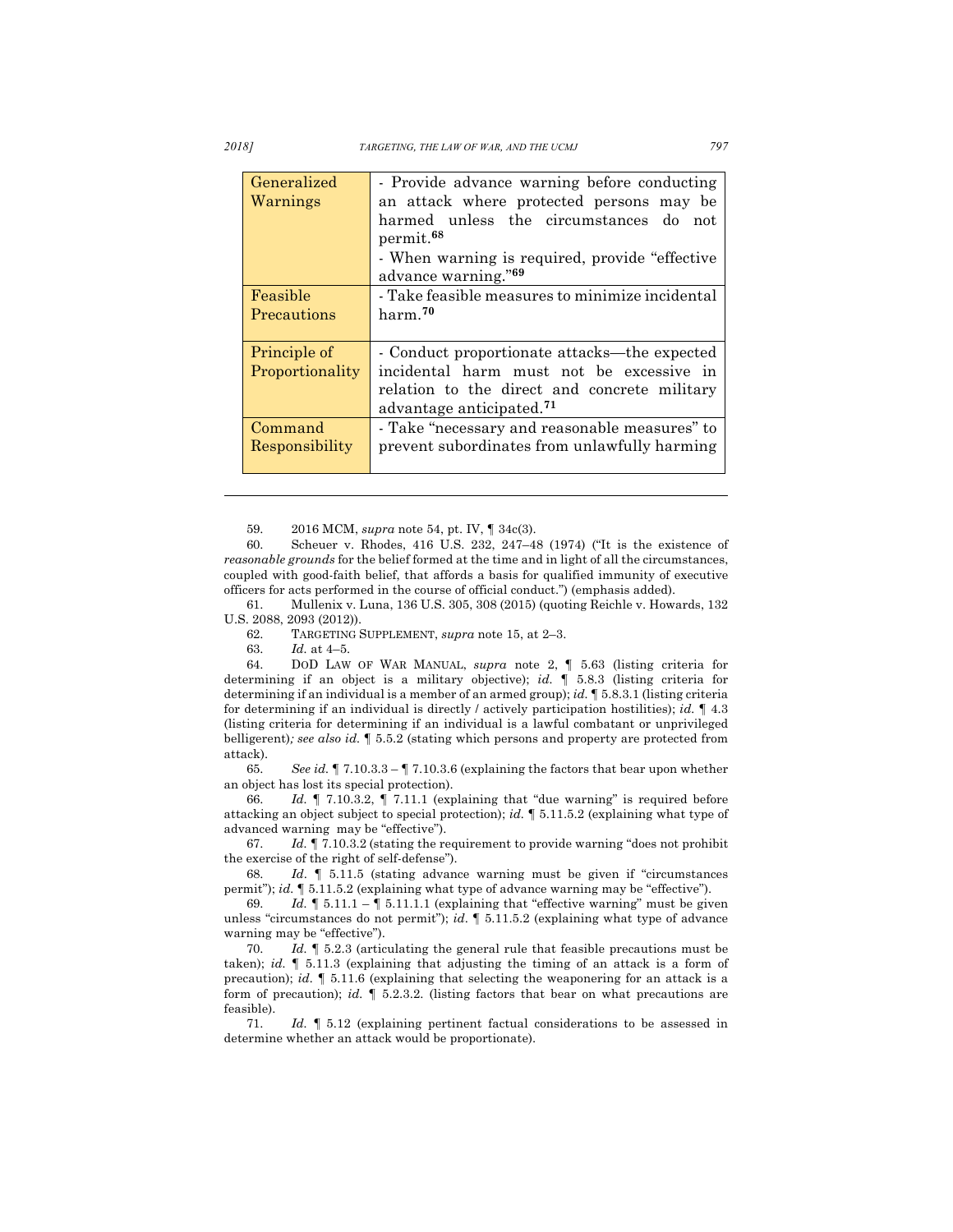| | |
|---|---|
| Generalized Warnings | - Provide advance warning before conducting an attack where protected persons may be harmed unless the circumstances do not permit.[68]<br>- When warning is required, provide "effective advance warning."[69] |
| Feasible Precautions | - Take feasible measures to minimize incidental harm.[70] |
| Principle of Proportionality | - Conduct proportionate attacks—the expected incidental harm must not be excessive in relation to the direct and concrete military advantage anticipated.[71] |
| Command Responsibility | - Take "necessary and reasonable measures" to prevent subordinates from unlawfully harming |

---

59. 2016 MCM, *supra* note 54, pt. IV, ¶ 34c(3).

60. Scheuer v. Rhodes, 416 U.S. 232, 247–48 (1974) ("It is the existence of *reasonable grounds* for the belief formed at the time and in light of all the circumstances, coupled with good-faith belief, that affords a basis for qualified immunity of executive officers for acts performed in the course of official conduct.") (emphasis added).

61. Mullenix v. Luna, 136 U.S. 305, 308 (2015) (quoting Reichle v. Howards, 132 U.S. 2088, 2093 (2012)).

62. TARGETING SUPPLEMENT, *supra* note 15, at 2–3.

63. *Id.* at 4–5.

64. DOD LAW OF WAR MANUAL, *supra* note 2, ¶ 5.63 (listing criteria for determining if an object is a military objective); *id.* ¶ 5.8.3 (listing criteria for determining if an individual is a member of an armed group); *id.* ¶ 5.8.3.1 (listing criteria for determining if an individual is directly / actively participation hostilities); *id.* ¶ 4.3 (listing criteria for determining if an individual is a lawful combatant or unprivileged belligerent)*; see also id.* ¶ 5.5.2 (stating which persons and property are protected from attack).

65. *See id.* ¶ 7.10.3.3 – ¶ 7.10.3.6 (explaining the factors that bear upon whether an object has lost its special protection).

66. *Id.* ¶ 7.10.3.2, ¶ 7.11.1 (explaining that "due warning" is required before attacking an object subject to special protection); *id.* ¶ 5.11.5.2 (explaining what type of advanced warning may be "effective").

67. *Id.* ¶ 7.10.3.2 (stating the requirement to provide warning "does not prohibit the exercise of the right of self-defense").

68. *Id.* ¶ 5.11.5 (stating advance warning must be given if "circumstances permit"); *id.* ¶ 5.11.5.2 (explaining what type of advance warning may be "effective").

69. *Id.* ¶ 5.11.1 – ¶ 5.11.1.1 (explaining that "effective warning" must be given unless "circumstances do not permit"); *id.* ¶ 5.11.5.2 (explaining what type of advance warning may be "effective").

70. *Id.* ¶ 5.2.3 (articulating the general rule that feasible precautions must be taken); *id.* ¶ 5.11.3 (explaining that adjusting the timing of an attack is a form of precaution); *id.* ¶ 5.11.6 (explaining that selecting the weaponering for an attack is a form of precaution); *id.* ¶ 5.2.3.2. (listing factors that bear on what precautions are feasible).

71. *Id.* ¶ 5.12 (explaining pertinent factual considerations to be assessed in determine whether an attack would be proportionate).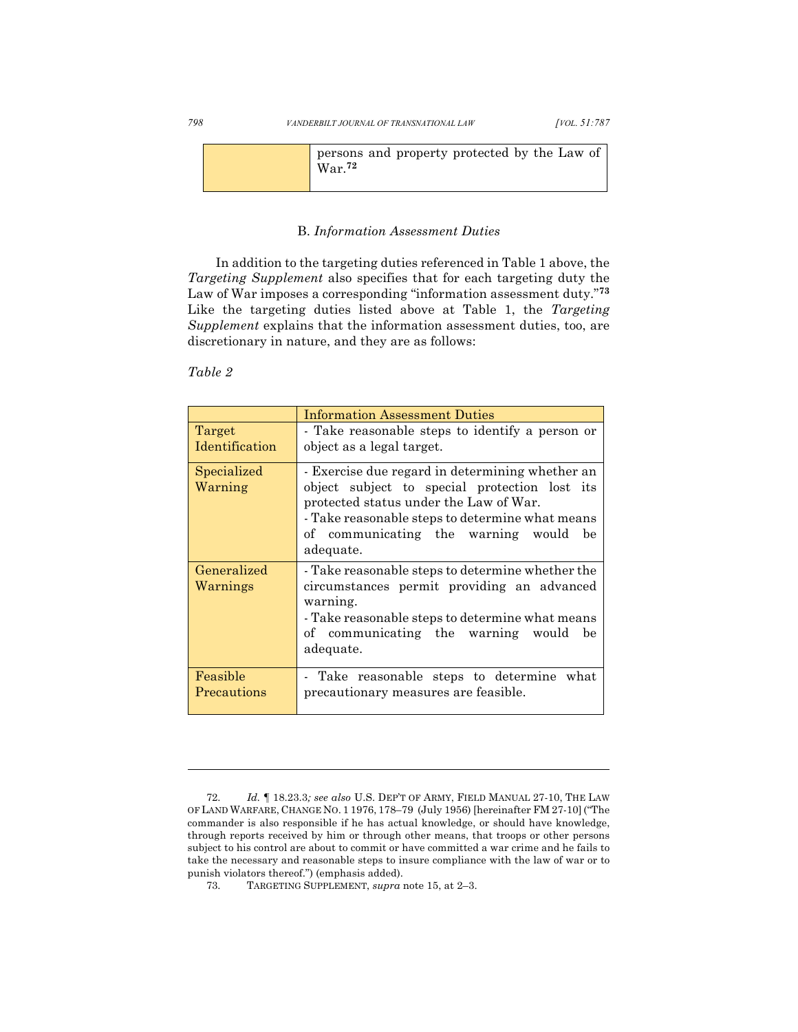| | persons and property protected by the Law of War.[72] |
|---|---|

## B. *Information Assessment Duties*

In addition to the targeting duties referenced in Table 1 above, the *Targeting Supplement* also specifies that for each targeting duty the Law of War imposes a corresponding "information assessment duty."[73] Like the targeting duties listed above at Table 1, the *Targeting Supplement* explains that the information assessment duties, too, are discretionary in nature, and they are as follows:

*Table 2*

| | Information Assessment Duties |
|---|---|
| Target Identification | - Take reasonable steps to identify a person or object as a legal target. |
| Specialized Warning | - Exercise due regard in determining whether an object subject to special protection lost its protected status under the Law of War.<br>- Take reasonable steps to determine what means of communicating the warning would be adequate. |
| Generalized Warnings | - Take reasonable steps to determine whether the circumstances permit providing an advanced warning.<br>- Take reasonable steps to determine what means of communicating the warning would be adequate. |
| Feasible Precautions | - Take reasonable steps to determine what precautionary measures are feasible. |

---

72. *Id.* ¶ 18.23.3*; see also* U.S. DEP'T OF ARMY, FIELD MANUAL 27-10, THE LAW OF LAND WARFARE, CHANGE NO. 1 1976, 178–79 (July 1956) [hereinafter FM 27-10] ("The commander is also responsible if he has actual knowledge, or should have knowledge, through reports received by him or through other means, that troops or other persons subject to his control are about to commit or have committed a war crime and he fails to take the necessary and reasonable steps to insure compliance with the law of war or to punish violators thereof.") (emphasis added).

73. TARGETING SUPPLEMENT, *supra* note 15, at 2–3.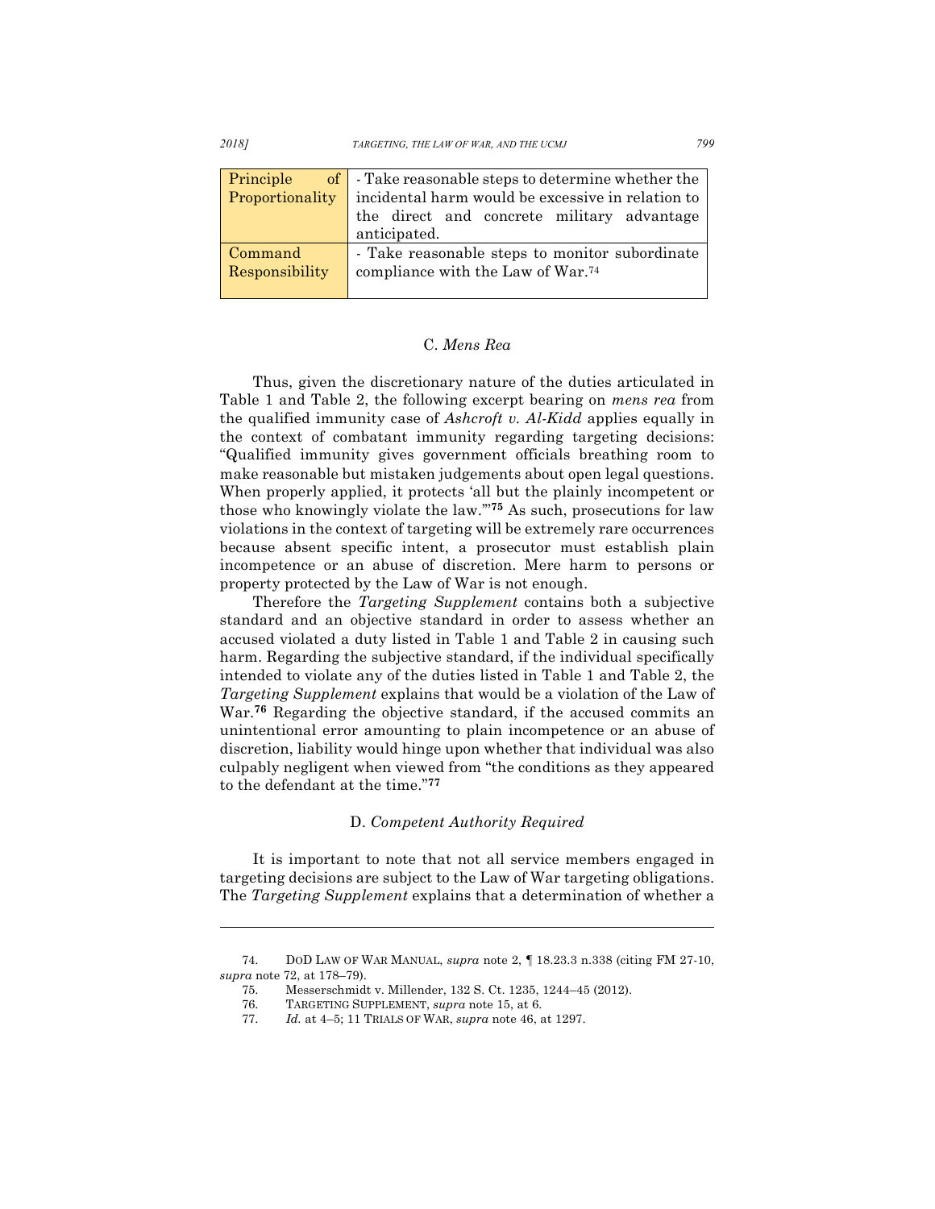| Principle of Proportionality | - Take reasonable steps to determine whether the incidental harm would be excessive in relation to the direct and concrete military advantage anticipated. |
|---|---|
| Command Responsibility | - Take reasonable steps to monitor subordinate compliance with the Law of War.[74] |

### C. *Mens Rea*

Thus, given the discretionary nature of the duties articulated in Table 1 and Table 2, the following excerpt bearing on *mens rea* from the qualified immunity case of *Ashcroft v. Al-Kidd* applies equally in the context of combatant immunity regarding targeting decisions: "Qualified immunity gives government officials breathing room to make reasonable but mistaken judgements about open legal questions. When properly applied, it protects 'all but the plainly incompetent or those who knowingly violate the law.'"[75] As such, prosecutions for law violations in the context of targeting will be extremely rare occurrences because absent specific intent, a prosecutor must establish plain incompetence or an abuse of discretion. Mere harm to persons or property protected by the Law of War is not enough.

Therefore the *Targeting Supplement* contains both a subjective standard and an objective standard in order to assess whether an accused violated a duty listed in Table 1 and Table 2 in causing such harm. Regarding the subjective standard, if the individual specifically intended to violate any of the duties listed in Table 1 and Table 2, the *Targeting Supplement* explains that would be a violation of the Law of War.[76] Regarding the objective standard, if the accused commits an unintentional error amounting to plain incompetence or an abuse of discretion, liability would hinge upon whether that individual was also culpably negligent when viewed from "the conditions as they appeared to the defendant at the time."[77]

### D. *Competent Authority Required*

It is important to note that not all service members engaged in targeting decisions are subject to the Law of War targeting obligations. The *Targeting Supplement* explains that a determination of whether a

---

74. DOD LAW OF WAR MANUAL, *supra* note 2, ¶ 18.23.3 n.338 (citing FM 27-10, *supra* note 72, at 178–79).

75. Messerschmidt v. Millender, 132 S. Ct. 1235, 1244–45 (2012).

76. TARGETING SUPPLEMENT, *supra* note 15, at 6.

77. *Id.* at 4–5; 11 TRIALS OF WAR, *supra* note 46, at 1297.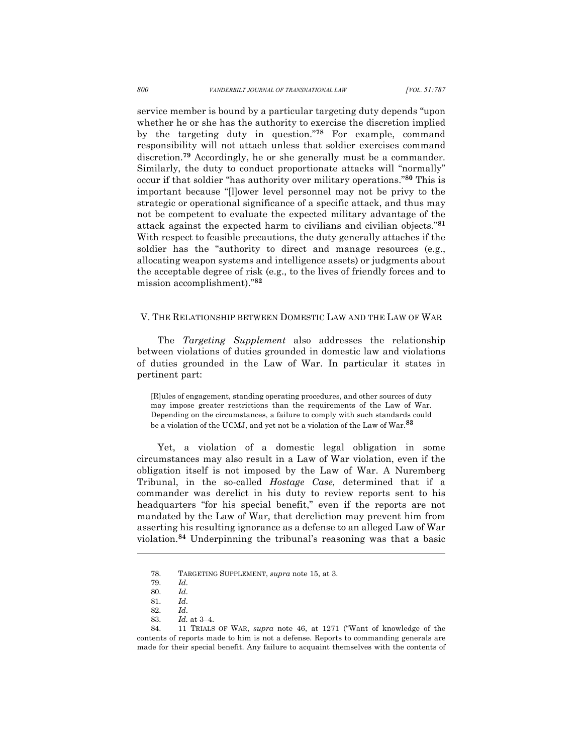service member is bound by a particular targeting duty depends "upon whether he or she has the authority to exercise the discretion implied by the targeting duty in question."[78] For example, command responsibility will not attach unless that soldier exercises command discretion.[79] Accordingly, he or she generally must be a commander. Similarly, the duty to conduct proportionate attacks will "normally" occur if that soldier "has authority over military operations."[80] This is important because "[l]ower level personnel may not be privy to the strategic or operational significance of a specific attack, and thus may not be competent to evaluate the expected military advantage of the attack against the expected harm to civilians and civilian objects."[81] With respect to feasible precautions, the duty generally attaches if the soldier has the "authority to direct and manage resources (e.g., allocating weapon systems and intelligence assets) or judgments about the acceptable degree of risk (e.g., to the lives of friendly forces and to mission accomplishment)."[82]

## V. THE RELATIONSHIP BETWEEN DOMESTIC LAW AND THE LAW OF WAR

The *Targeting Supplement* also addresses the relationship between violations of duties grounded in domestic law and violations of duties grounded in the Law of War. In particular it states in pertinent part:

> [R]ules of engagement, standing operating procedures, and other sources of duty may impose greater restrictions than the requirements of the Law of War. Depending on the circumstances, a failure to comply with such standards could be a violation of the UCMJ, and yet not be a violation of the Law of War.[83]

Yet, a violation of a domestic legal obligation in some circumstances may also result in a Law of War violation, even if the obligation itself is not imposed by the Law of War. A Nuremberg Tribunal, in the so-called *Hostage Case,* determined that if a commander was derelict in his duty to review reports sent to his headquarters "for his special benefit," even if the reports are not mandated by the Law of War, that dereliction may prevent him from asserting his resulting ignorance as a defense to an alleged Law of War violation.[84] Underpinning the tribunal's reasoning was that a basic

---

78. TARGETING SUPPLEMENT, *supra* note 15, at 3.

79. *Id*.

80. *Id*.

81. *Id*.

82. *Id*.

83. *Id.* at 3–4.

84. 11 TRIALS OF WAR, *supra* note 46, at 1271 ("Want of knowledge of the contents of reports made to him is not a defense. Reports to commanding generals are made for their special benefit. Any failure to acquaint themselves with the contents of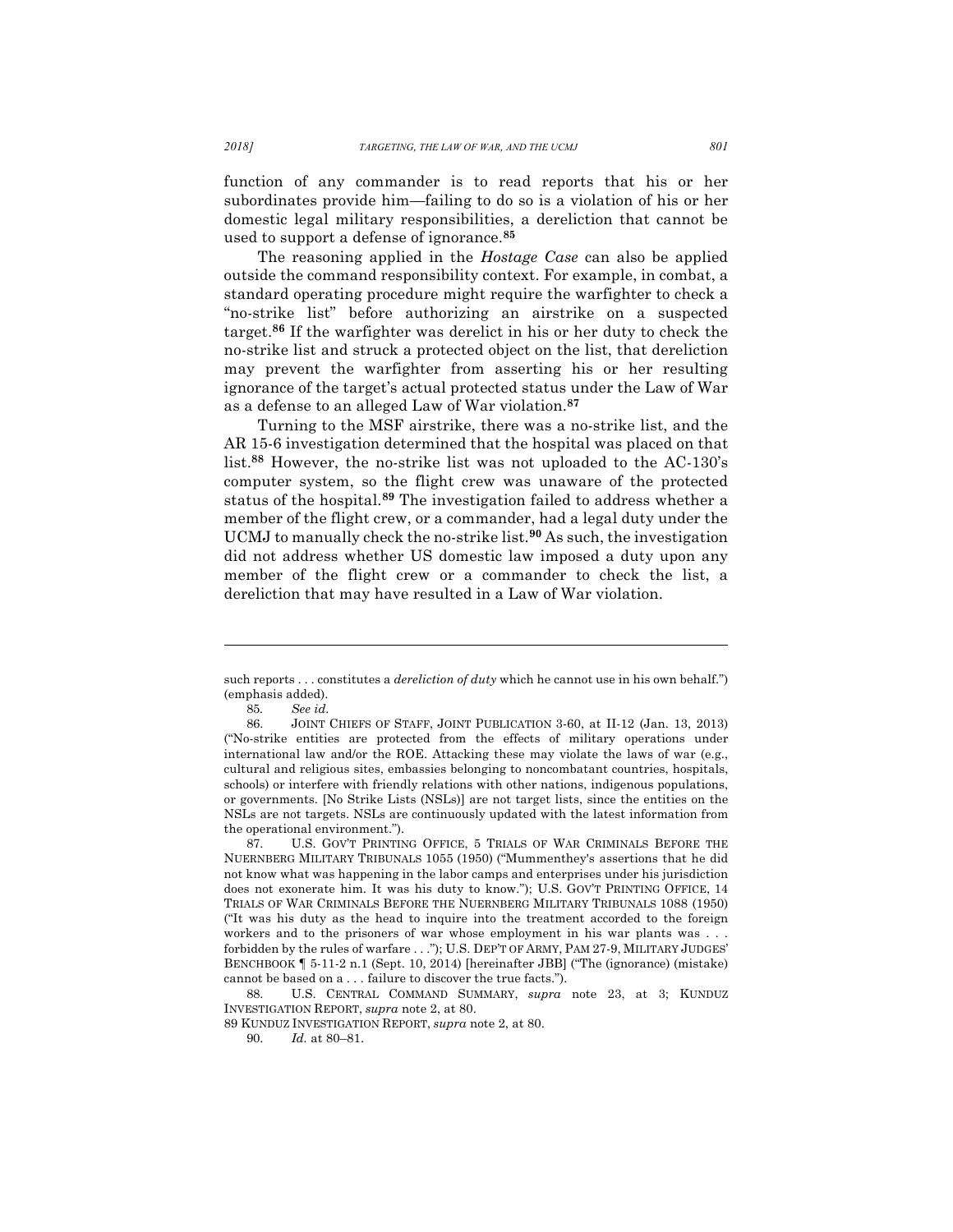function of any commander is to read reports that his or her subordinates provide him—failing to do so is a violation of his or her domestic legal military responsibilities, a dereliction that cannot be used to support a defense of ignorance.[85]

The reasoning applied in the *Hostage Case* can also be applied outside the command responsibility context. For example, in combat, a standard operating procedure might require the warfighter to check a "no-strike list" before authorizing an airstrike on a suspected target.[86] If the warfighter was derelict in his or her duty to check the no-strike list and struck a protected object on the list, that dereliction may prevent the warfighter from asserting his or her resulting ignorance of the target's actual protected status under the Law of War as a defense to an alleged Law of War violation.[87]

Turning to the MSF airstrike, there was a no-strike list, and the AR 15-6 investigation determined that the hospital was placed on that list.[88] However, the no-strike list was not uploaded to the AC-130's computer system, so the flight crew was unaware of the protected status of the hospital.[89] The investigation failed to address whether a member of the flight crew, or a commander, had a legal duty under the UCMJ to manually check the no-strike list.[90] As such, the investigation did not address whether US domestic law imposed a duty upon any member of the flight crew or a commander to check the list, a dereliction that may have resulted in a Law of War violation.

---

such reports . . . constitutes a *dereliction of duty* which he cannot use in his own behalf.") (emphasis added).

85. *See id.*

86. JOINT CHIEFS OF STAFF, JOINT PUBLICATION 3-60, at II-12 (Jan. 13, 2013) ("No-strike entities are protected from the effects of military operations under international law and/or the ROE. Attacking these may violate the laws of war (e.g., cultural and religious sites, embassies belonging to noncombatant countries, hospitals, schools) or interfere with friendly relations with other nations, indigenous populations, or governments. [No Strike Lists (NSLs)] are not target lists, since the entities on the NSLs are not targets. NSLs are continuously updated with the latest information from the operational environment.").

87. U.S. GOV'T PRINTING OFFICE, 5 TRIALS OF WAR CRIMINALS BEFORE THE NUERNBERG MILITARY TRIBUNALS 1055 (1950) ("Mummenthey's assertions that he did not know what was happening in the labor camps and enterprises under his jurisdiction does not exonerate him. It was his duty to know."); U.S. GOV'T PRINTING OFFICE, 14 TRIALS OF WAR CRIMINALS BEFORE THE NUERNBERG MILITARY TRIBUNALS 1088 (1950) ("It was his duty as the head to inquire into the treatment accorded to the foreign workers and to the prisoners of war whose employment in his war plants was . . . forbidden by the rules of warfare . . ."); U.S. DEP'T OF ARMY, PAM 27-9, MILITARY JUDGES' BENCHBOOK ¶ 5-11-2 n.1 (Sept. 10, 2014) [hereinafter JBB] ("The (ignorance) (mistake) cannot be based on a . . . failure to discover the true facts.").

88. U.S. CENTRAL COMMAND SUMMARY, *supra* note 23, at 3; KUNDUZ INVESTIGATION REPORT, *supra* note 2, at 80.

89 KUNDUZ INVESTIGATION REPORT, *supra* note 2, at 80.

90. *Id.* at 80–81.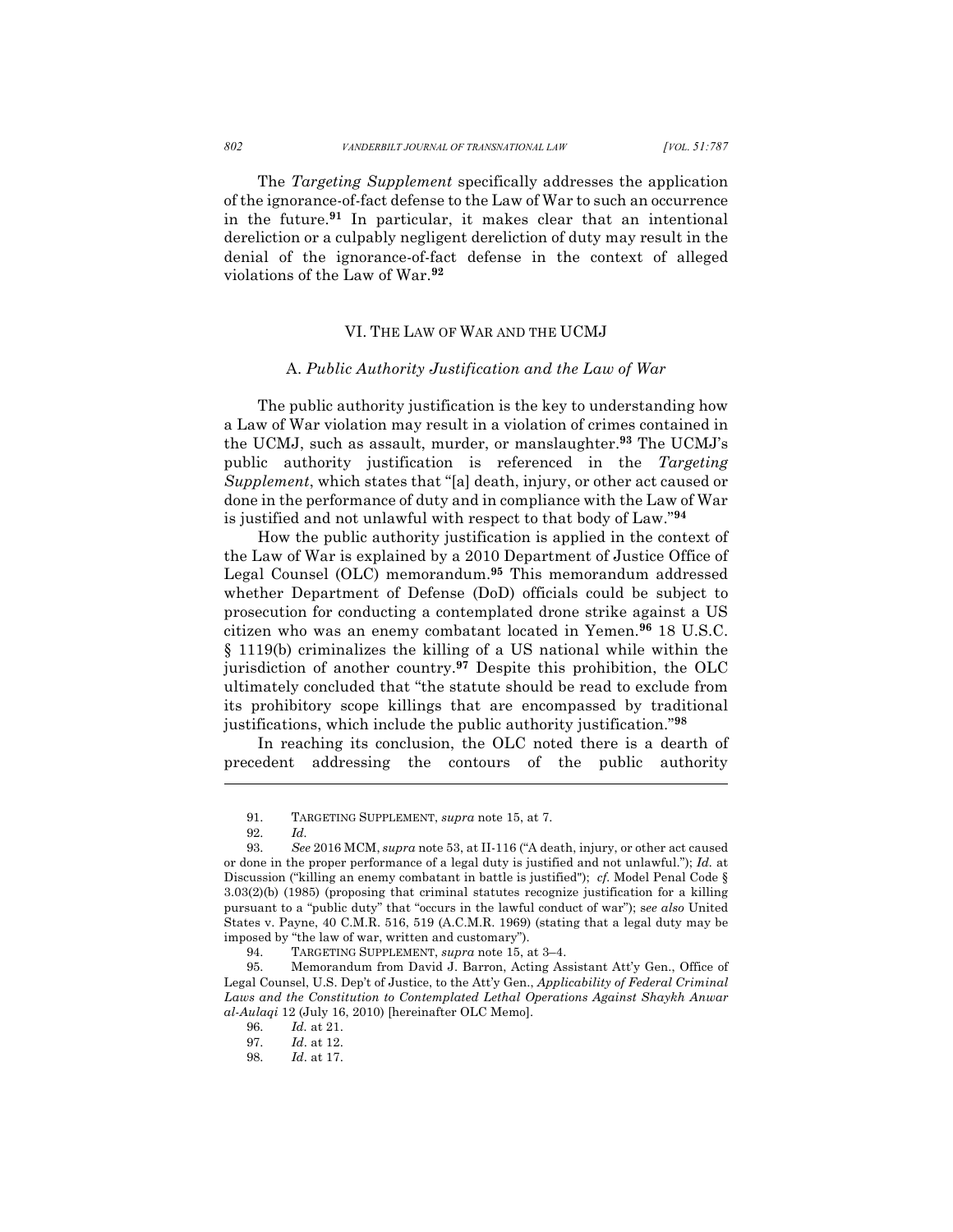The *Targeting Supplement* specifically addresses the application of the ignorance-of-fact defense to the Law of War to such an occurrence in the future.[91] In particular, it makes clear that an intentional dereliction or a culpably negligent dereliction of duty may result in the denial of the ignorance-of-fact defense in the context of alleged violations of the Law of War.[92]

## VI. THE LAW OF WAR AND THE UCMJ

### A. *Public Authority Justification and the Law of War*

The public authority justification is the key to understanding how a Law of War violation may result in a violation of crimes contained in the UCMJ, such as assault, murder, or manslaughter.[93] The UCMJ's public authority justification is referenced in the *Targeting Supplement*, which states that "[a] death, injury, or other act caused or done in the performance of duty and in compliance with the Law of War is justified and not unlawful with respect to that body of Law."[94]

How the public authority justification is applied in the context of the Law of War is explained by a 2010 Department of Justice Office of Legal Counsel (OLC) memorandum.[95] This memorandum addressed whether Department of Defense (DoD) officials could be subject to prosecution for conducting a contemplated drone strike against a US citizen who was an enemy combatant located in Yemen.[96] 18 U.S.C. § 1119(b) criminalizes the killing of a US national while within the jurisdiction of another country.[97] Despite this prohibition, the OLC ultimately concluded that "the statute should be read to exclude from its prohibitory scope killings that are encompassed by traditional justifications, which include the public authority justification."[98]

In reaching its conclusion, the OLC noted there is a dearth of precedent addressing the contours of the public authority

---

91. TARGETING SUPPLEMENT, *supra* note 15, at 7.

92. *Id.*

93. *See* 2016 MCM, *supra* note 53, at II-116 ("A death, injury, or other act caused or done in the proper performance of a legal duty is justified and not unlawful."); *Id.* at Discussion ("killing an enemy combatant in battle is justified"); *cf.* Model Penal Code § 3.03(2)(b) (1985) (proposing that criminal statutes recognize justification for a killing pursuant to a "public duty" that "occurs in the lawful conduct of war"); *see also* United States v. Payne, 40 C.M.R. 516, 519 (A.C.M.R. 1969) (stating that a legal duty may be imposed by "the law of war, written and customary").

94. TARGETING SUPPLEMENT, *supra* note 15, at 3–4.

95. Memorandum from David J. Barron, Acting Assistant Att'y Gen., Office of Legal Counsel, U.S. Dep't of Justice, to the Att'y Gen., *Applicability of Federal Criminal Laws and the Constitution to Contemplated Lethal Operations Against Shaykh Anwar al-Aulaqi* 12 (July 16, 2010) [hereinafter OLC Memo].

96. *Id.* at 21.

97. *Id*. at 12.

98. *Id*. at 17.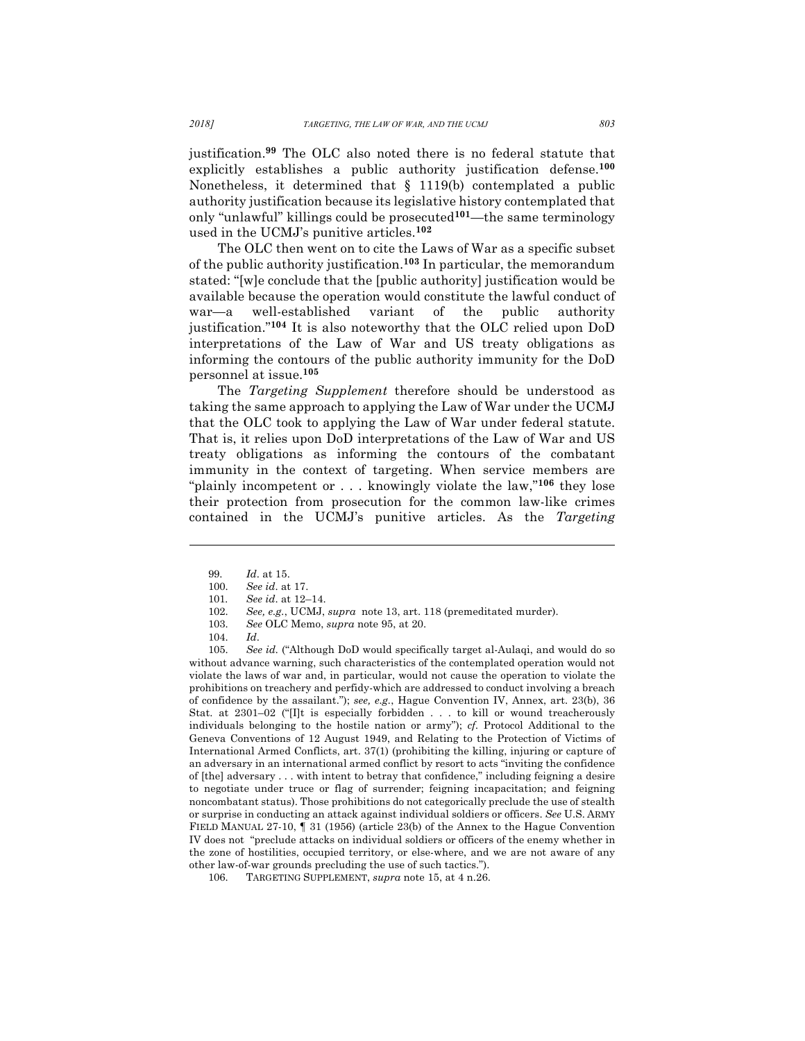justification.[99] The OLC also noted there is no federal statute that explicitly establishes a public authority justification defense.[100] Nonetheless, it determined that § 1119(b) contemplated a public authority justification because its legislative history contemplated that only "unlawful" killings could be prosecuted[101]—the same terminology used in the UCMJ's punitive articles.[102]

The OLC then went on to cite the Laws of War as a specific subset of the public authority justification.[103] In particular, the memorandum stated: "[w]e conclude that the [public authority] justification would be available because the operation would constitute the lawful conduct of war—a well-established variant of the public authority justification."[104] It is also noteworthy that the OLC relied upon DoD interpretations of the Law of War and US treaty obligations as informing the contours of the public authority immunity for the DoD personnel at issue.[105]

The *Targeting Supplement* therefore should be understood as taking the same approach to applying the Law of War under the UCMJ that the OLC took to applying the Law of War under federal statute. That is, it relies upon DoD interpretations of the Law of War and US treaty obligations as informing the contours of the combatant immunity in the context of targeting. When service members are "plainly incompetent or . . . knowingly violate the law,"[106] they lose their protection from prosecution for the common law-like crimes contained in the UCMJ's punitive articles. As the *Targeting*

---

99. *Id*. at 15.

100. *See id*. at 17.

101. *See id*. at 12–14.

102. *See, e.g.*, UCMJ, *supra* note 13, art. 118 (premeditated murder).

103. *See* OLC Memo, *supra* note 95, at 20.

104. *Id*.

105. *See id.* ("Although DoD would specifically target al-Aulaqi, and would do so without advance warning, such characteristics of the contemplated operation would not violate the laws of war and, in particular, would not cause the operation to violate the prohibitions on treachery and perfidy-which are addressed to conduct involving a breach of confidence by the assailant."); *see, e.g.*, Hague Convention IV, Annex, art. 23(b), 36 Stat. at 2301–02 ("[I]t is especially forbidden . . . to kill or wound treacherously individuals belonging to the hostile nation or army"); *cf.* Protocol Additional to the Geneva Conventions of 12 August 1949, and Relating to the Protection of Victims of International Armed Conflicts, art. 37(1) (prohibiting the killing, injuring or capture of an adversary in an international armed conflict by resort to acts "inviting the confidence of [the] adversary . . . with intent to betray that confidence," including feigning a desire to negotiate under truce or flag of surrender; feigning incapacitation; and feigning noncombatant status). Those prohibitions do not categorically preclude the use of stealth or surprise in conducting an attack against individual soldiers or officers. *See* U.S. ARMY FIELD MANUAL 27-10, ¶ 31 (1956) (article 23(b) of the Annex to the Hague Convention IV does not "preclude attacks on individual soldiers or officers of the enemy whether in the zone of hostilities, occupied territory, or else-where, and we are not aware of any other law-of-war grounds precluding the use of such tactics.").

106. TARGETING SUPPLEMENT, *supra* note 15, at 4 n.26.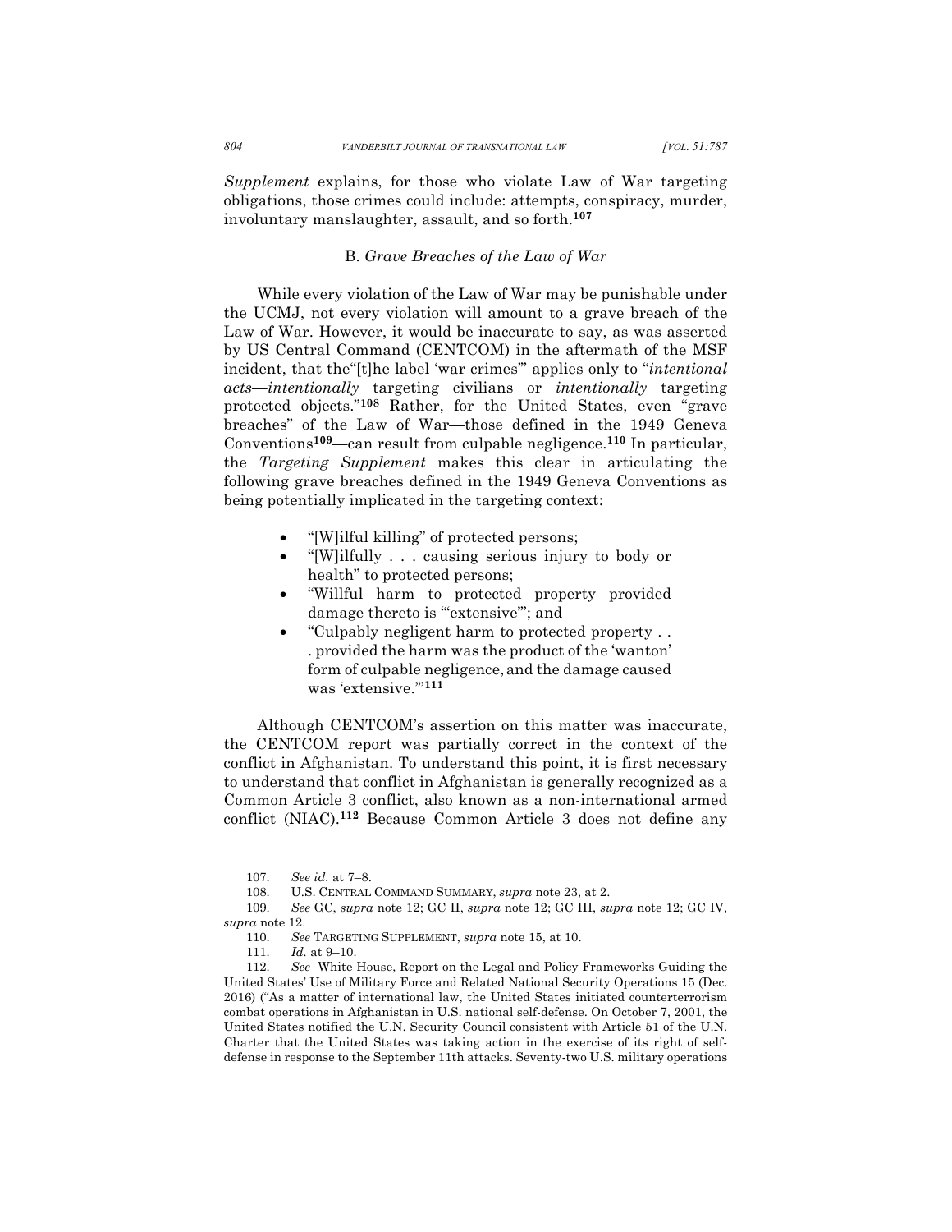*Supplement* explains, for those who violate Law of War targeting obligations, those crimes could include: attempts, conspiracy, murder, involuntary manslaughter, assault, and so forth.[107]

### B. *Grave Breaches of the Law of War*

While every violation of the Law of War may be punishable under the UCMJ, not every violation will amount to a grave breach of the Law of War. However, it would be inaccurate to say, as was asserted by US Central Command (CENTCOM) in the aftermath of the MSF incident, that the"[t]he label 'war crimes'" applies only to "*intentional acts—intentionally* targeting civilians or *intentionally* targeting protected objects."[108] Rather, for the United States, even "grave breaches" of the Law of War—those defined in the 1949 Geneva Conventions[109]—can result from culpable negligence.[110] In particular, the *Targeting Supplement* makes this clear in articulating the following grave breaches defined in the 1949 Geneva Conventions as being potentially implicated in the targeting context:

- "[W]ilful killing" of protected persons;
- "[W]ilfully . . . causing serious injury to body or health" to protected persons;
- "Willful harm to protected property provided damage thereto is '"extensive"'; and
- "Culpably negligent harm to protected property . . . provided the harm was the product of the 'wanton' form of culpable negligence, and the damage caused was 'extensive.'"[111]

Although CENTCOM's assertion on this matter was inaccurate, the CENTCOM report was partially correct in the context of the conflict in Afghanistan. To understand this point, it is first necessary to understand that conflict in Afghanistan is generally recognized as a Common Article 3 conflict, also known as a non-international armed conflict (NIAC).[112] Because Common Article 3 does not define any

---

107. *See id.* at 7–8.

108. U.S. CENTRAL COMMAND SUMMARY, *supra* note 23, at 2.

109. *See* GC, *supra* note 12; GC II, *supra* note 12; GC III, *supra* note 12; GC IV, *supra* note 12.

110. *See* TARGETING SUPPLEMENT, *supra* note 15, at 10.

111. *Id.* at 9–10.

112. *See* White House, Report on the Legal and Policy Frameworks Guiding the United States' Use of Military Force and Related National Security Operations 15 (Dec. 2016) ("As a matter of international law, the United States initiated counterterrorism combat operations in Afghanistan in U.S. national self-defense. On October 7, 2001, the United States notified the U.N. Security Council consistent with Article 51 of the U.N. Charter that the United States was taking action in the exercise of its right of self-defense in response to the September 11th attacks. Seventy-two U.S. military operations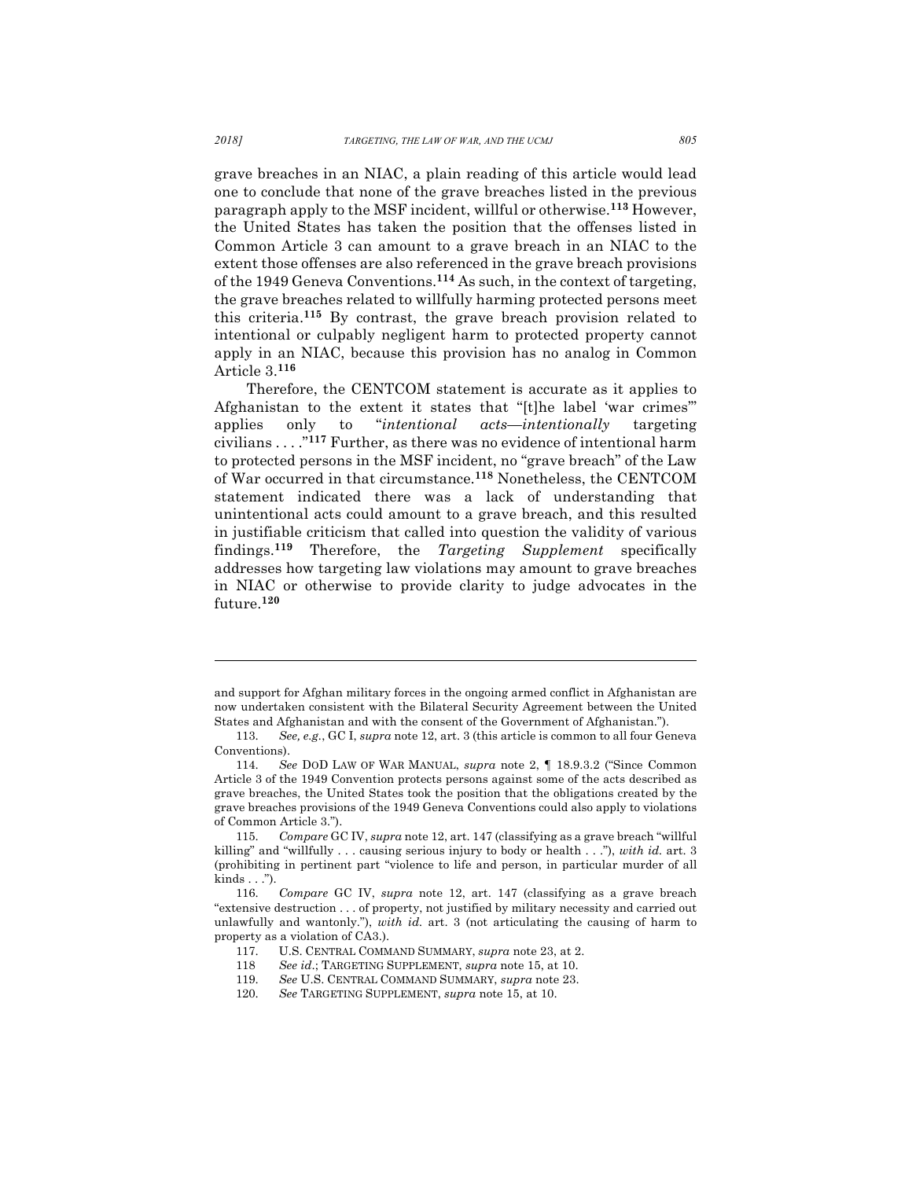grave breaches in an NIAC, a plain reading of this article would lead one to conclude that none of the grave breaches listed in the previous paragraph apply to the MSF incident, willful or otherwise.[113] However, the United States has taken the position that the offenses listed in Common Article 3 can amount to a grave breach in an NIAC to the extent those offenses are also referenced in the grave breach provisions of the 1949 Geneva Conventions.[114] As such, in the context of targeting, the grave breaches related to willfully harming protected persons meet this criteria.[115] By contrast, the grave breach provision related to intentional or culpably negligent harm to protected property cannot apply in an NIAC, because this provision has no analog in Common Article 3.[116]

Therefore, the CENTCOM statement is accurate as it applies to Afghanistan to the extent it states that "[t]he label 'war crimes'" applies only to "*intentional acts—intentionally* targeting civilians . . . ."[117] Further, as there was no evidence of intentional harm to protected persons in the MSF incident, no "grave breach" of the Law of War occurred in that circumstance.[118] Nonetheless, the CENTCOM statement indicated there was a lack of understanding that unintentional acts could amount to a grave breach, and this resulted in justifiable criticism that called into question the validity of various findings.[119] Therefore, the *Targeting Supplement* specifically addresses how targeting law violations may amount to grave breaches in NIAC or otherwise to provide clarity to judge advocates in the future.[120]

---

and support for Afghan military forces in the ongoing armed conflict in Afghanistan are now undertaken consistent with the Bilateral Security Agreement between the United States and Afghanistan and with the consent of the Government of Afghanistan.").

113. *See, e.g.*, GC I, *supra* note 12, art. 3 (this article is common to all four Geneva Conventions).

114. *See* DOD LAW OF WAR MANUAL, *supra* note 2, ¶ 18.9.3.2 ("Since Common Article 3 of the 1949 Convention protects persons against some of the acts described as grave breaches, the United States took the position that the obligations created by the grave breaches provisions of the 1949 Geneva Conventions could also apply to violations of Common Article 3.").

115. *Compare* GC IV, *supra* note 12, art. 147 (classifying as a grave breach "willful killing" and "willfully . . . causing serious injury to body or health . . ."), *with id.* art. 3 (prohibiting in pertinent part "violence to life and person, in particular murder of all kinds . . .").

116. *Compare* GC IV, *supra* note 12, art. 147 (classifying as a grave breach "extensive destruction . . . of property, not justified by military necessity and carried out unlawfully and wantonly."), *with id.* art. 3 (not articulating the causing of harm to property as a violation of CA3.).

117. U.S. CENTRAL COMMAND SUMMARY, *supra* note 23, at 2.

118 *See id.*; TARGETING SUPPLEMENT, *supra* note 15, at 10.

119. *See* U.S. CENTRAL COMMAND SUMMARY, *supra* note 23.

120. *See* TARGETING SUPPLEMENT, *supra* note 15, at 10.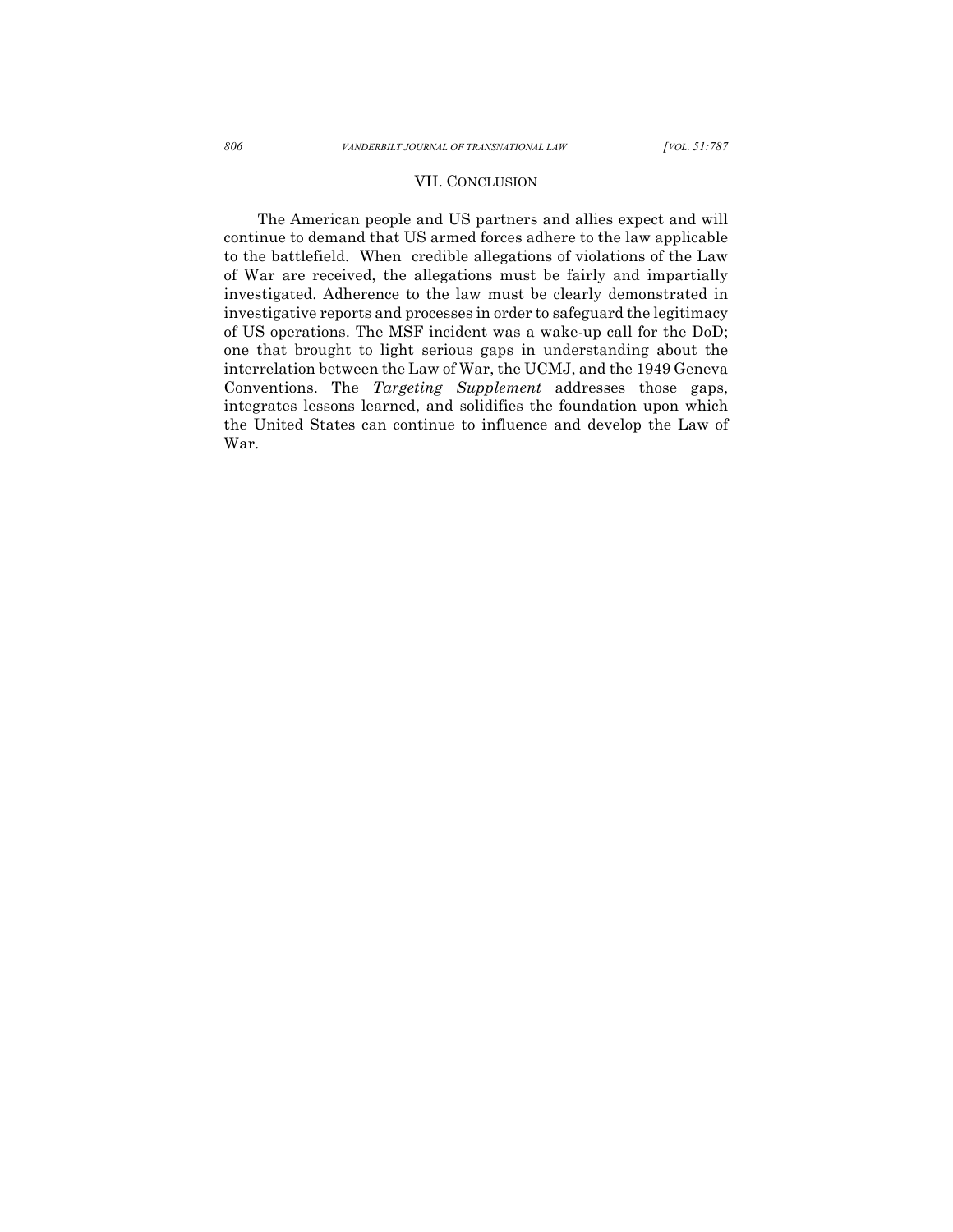## VII. CONCLUSION

The American people and US partners and allies expect and will continue to demand that US armed forces adhere to the law applicable to the battlefield. When credible allegations of violations of the Law of War are received, the allegations must be fairly and impartially investigated. Adherence to the law must be clearly demonstrated in investigative reports and processes in order to safeguard the legitimacy of US operations. The MSF incident was a wake-up call for the DoD; one that brought to light serious gaps in understanding about the interrelation between the Law of War, the UCMJ, and the 1949 Geneva Conventions. The *Targeting Supplement* addresses those gaps, integrates lessons learned, and solidifies the foundation upon which the United States can continue to influence and develop the Law of War.